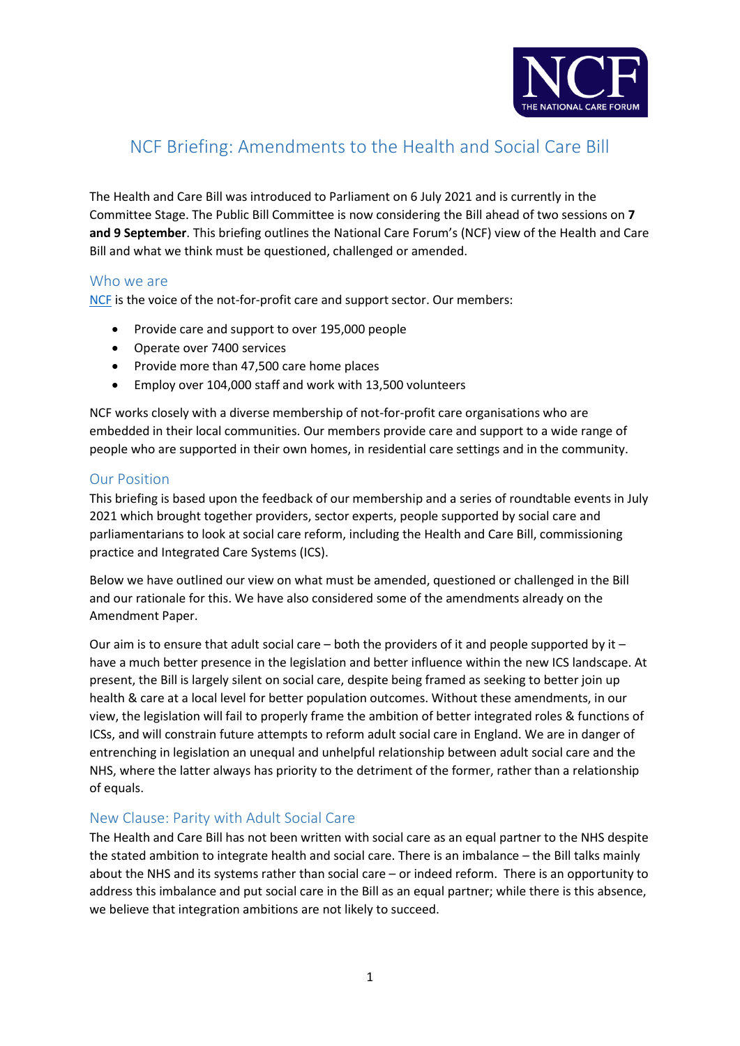# NCF Briefing: Amendments to the Health and Social Care Bill

The Health and Care Bill was introduced to Parliament on 6 July 2021 and is currently in the Committee Stage. The Public Bill Committee is now considering the Bill ahead of two sessions on **7 and 9 September**. This briefing outlines the National Care Forum's (NCF) view of the Health and Care Bill and what we think must be questioned, challenged or amended.

## Who we are

[NCF](NCF) is the voice of the not-for-profit care and support sector. Our members:

- Provide care and support to over 195,000 people
- Operate over 7400 services
- Provide more than 47,500 care home places
- Employ over 104,000 staff and work with 13,500 volunteers

NCF works closely with a diverse membership of not-for-profit care organisations who are embedded in their local communities. Our members provide care and support to a wide range of people who are supported in their own homes, in residential care settings and in the community.

## Our Position

This briefing is based upon the feedback of our membership and a series of roundtable events in July 2021 which brought together providers, sector experts, people supported by social care and parliamentarians to look at social care reform, including the Health and Care Bill, commissioning practice and Integrated Care Systems (ICS).

Below we have outlined our view on what must be amended, questioned or challenged in the Bill and our rationale for this. We have also considered some of the amendments already on the Amendment Paper.

Our aim is to ensure that adult social care – both the providers of it and people supported by it – have a much better presence in the legislation and better influence within the new ICS landscape. At present, the Bill is largely silent on social care, despite being framed as seeking to better join up health & care at a local level for better population outcomes. Without these amendments, in our view, the legislation will fail to properly frame the ambition of better integrated roles & functions of ICSs, and will constrain future attempts to reform adult social care in England. We are in danger of entrenching in legislation an unequal and unhelpful relationship between adult social care and the NHS, where the latter always has priority to the detriment of the former, rather than a relationship of equals.

## New Clause: Parity with Adult Social Care

The Health and Care Bill has not been written with social care as an equal partner to the NHS despite the stated ambition to integrate health and social care. There is an imbalance – the Bill talks mainly about the NHS and its systems rather than social care – or indeed reform. There is an opportunity to address this imbalance and put social care in the Bill as an equal partner; while there is this absence, we believe that integration ambitions are not likely to succeed.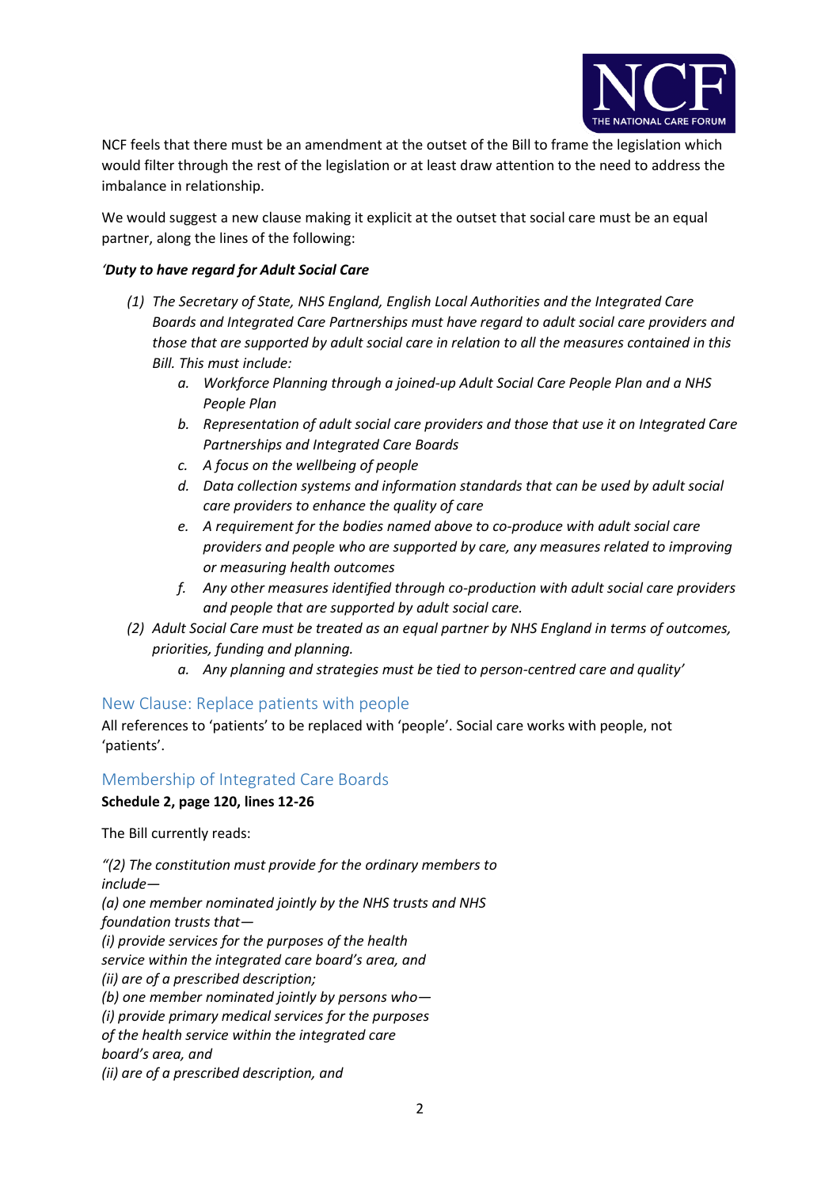NCF feels that there must be an amendment at the outset of the Bill to frame the legislation which would filter through the rest of the legislation or at least draw attention to the need to address the imbalance in relationship.

We would suggest a new clause making it explicit at the outset that social care must be an equal partner, along the lines of the following:

*'**Duty to have regard for Adult Social Care***

*(1) The Secretary of State, NHS England, English Local Authorities and the Integrated Care Boards and Integrated Care Partnerships must have regard to adult social care providers and those that are supported by adult social care in relation to all the measures contained in this Bill. This must include:*

   *a. Workforce Planning through a joined-up Adult Social Care People Plan and a NHS People Plan*

   *b. Representation of adult social care providers and those that use it on Integrated Care Partnerships and Integrated Care Boards*

   *c. A focus on the wellbeing of people*

   *d. Data collection systems and information standards that can be used by adult social care providers to enhance the quality of care*

   *e. A requirement for the bodies named above to co-produce with adult social care providers and people who are supported by care, any measures related to improving or measuring health outcomes*

   *f. Any other measures identified through co-production with adult social care providers and people that are supported by adult social care.*

*(2) Adult Social Care must be treated as an equal partner by NHS England in terms of outcomes, priorities, funding and planning.*

   *a. Any planning and strategies must be tied to person-centred care and quality'*

## New Clause: Replace patients with people

All references to 'patients' to be replaced with 'people'. Social care works with people, not 'patients'.

## Membership of Integrated Care Boards

**Schedule 2, page 120, lines 12-26**

The Bill currently reads:

*"(2) The constitution must provide for the ordinary members to include—*
*(a) one member nominated jointly by the NHS trusts and NHS foundation trusts that—*
*(i) provide services for the purposes of the health service within the integrated care board's area, and*
*(ii) are of a prescribed description;*
*(b) one member nominated jointly by persons who—*
*(i) provide primary medical services for the purposes of the health service within the integrated care board's area, and*
*(ii) are of a prescribed description, and*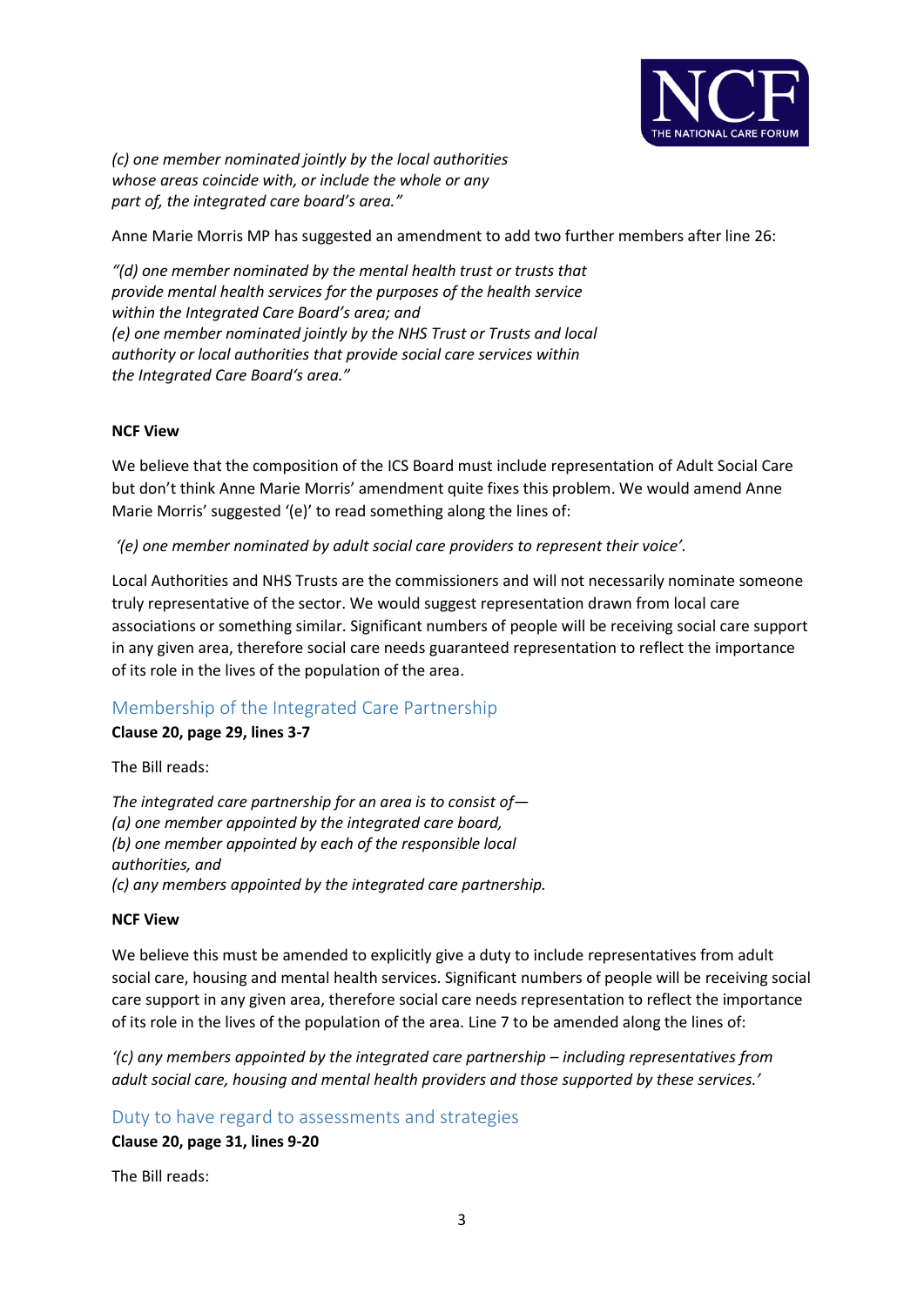*(c) one member nominated jointly by the local authorities whose areas coincide with, or include the whole or any part of, the integrated care board's area."*

Anne Marie Morris MP has suggested an amendment to add two further members after line 26:

*"(d) one member nominated by the mental health trust or trusts that provide mental health services for the purposes of the health service within the Integrated Care Board's area; and*
*(e) one member nominated jointly by the NHS Trust or Trusts and local authority or local authorities that provide social care services within the Integrated Care Board's area."*

**NCF View**

We believe that the composition of the ICS Board must include representation of Adult Social Care but don't think Anne Marie Morris' amendment quite fixes this problem. We would amend Anne Marie Morris' suggested '(e)' to read something along the lines of:

*'(e) one member nominated by adult social care providers to represent their voice'.*

Local Authorities and NHS Trusts are the commissioners and will not necessarily nominate someone truly representative of the sector. We would suggest representation drawn from local care associations or something similar. Significant numbers of people will be receiving social care support in any given area, therefore social care needs guaranteed representation to reflect the importance of its role in the lives of the population of the area.

## Membership of the Integrated Care Partnership

**Clause 20, page 29, lines 3-7**

The Bill reads:

*The integrated care partnership for an area is to consist of—*
*(a) one member appointed by the integrated care board,*
*(b) one member appointed by each of the responsible local authorities, and*
*(c) any members appointed by the integrated care partnership.*

**NCF View**

We believe this must be amended to explicitly give a duty to include representatives from adult social care, housing and mental health services. Significant numbers of people will be receiving social care support in any given area, therefore social care needs representation to reflect the importance of its role in the lives of the population of the area. Line 7 to be amended along the lines of:

*'(c) any members appointed by the integrated care partnership – including representatives from adult social care, housing and mental health providers and those supported by these services.'*

## Duty to have regard to assessments and strategies

**Clause 20, page 31, lines 9-20**

The Bill reads: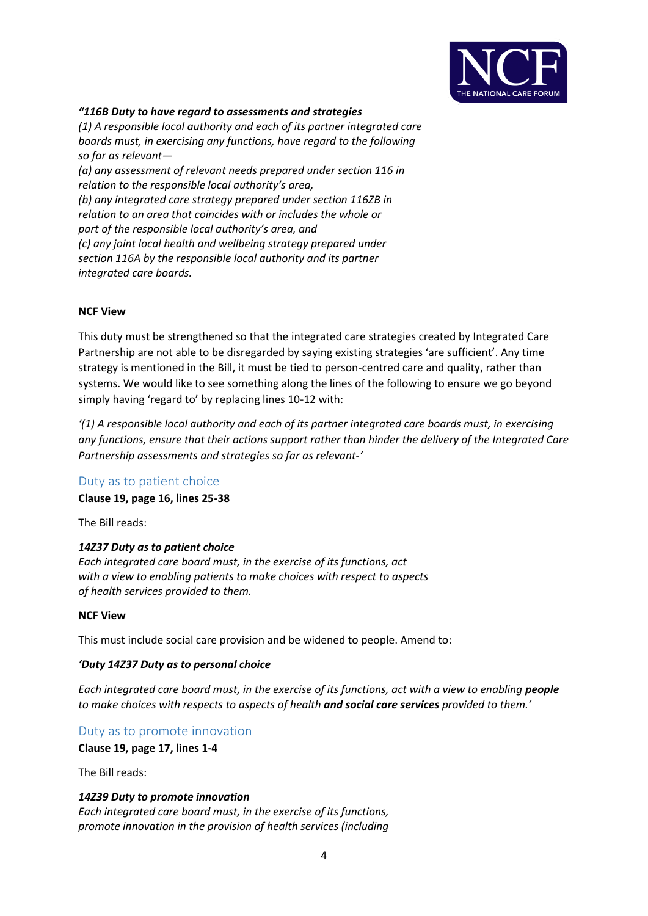***"116B Duty to have regard to assessments and strategies***

*(1) A responsible local authority and each of its partner integrated care boards must, in exercising any functions, have regard to the following so far as relevant—*

*(a) any assessment of relevant needs prepared under section 116 in relation to the responsible local authority's area,*

*(b) any integrated care strategy prepared under section 116ZB in relation to an area that coincides with or includes the whole or part of the responsible local authority's area, and*

*(c) any joint local health and wellbeing strategy prepared under section 116A by the responsible local authority and its partner integrated care boards.*

**NCF View**

This duty must be strengthened so that the integrated care strategies created by Integrated Care Partnership are not able to be disregarded by saying existing strategies 'are sufficient'. Any time strategy is mentioned in the Bill, it must be tied to person-centred care and quality, rather than systems. We would like to see something along the lines of the following to ensure we go beyond simply having 'regard to' by replacing lines 10-12 with:

*'(1) A responsible local authority and each of its partner integrated care boards must, in exercising any functions, ensure that their actions support rather than hinder the delivery of the Integrated Care Partnership assessments and strategies so far as relevant-'*

## Duty as to patient choice

**Clause 19, page 16, lines 25-38**

The Bill reads:

***14Z37 Duty as to patient choice***

*Each integrated care board must, in the exercise of its functions, act with a view to enabling patients to make choices with respect to aspects of health services provided to them.*

**NCF View**

This must include social care provision and be widened to people. Amend to:

***'Duty 14Z37 Duty as to personal choice***

*Each integrated care board must, in the exercise of its functions, act with a view to enabling **people** to make choices with respects to aspects of health **and social care services** provided to them.'*

## Duty as to promote innovation

**Clause 19, page 17, lines 1-4**

The Bill reads:

***14Z39 Duty to promote innovation***

*Each integrated care board must, in the exercise of its functions, promote innovation in the provision of health services (including*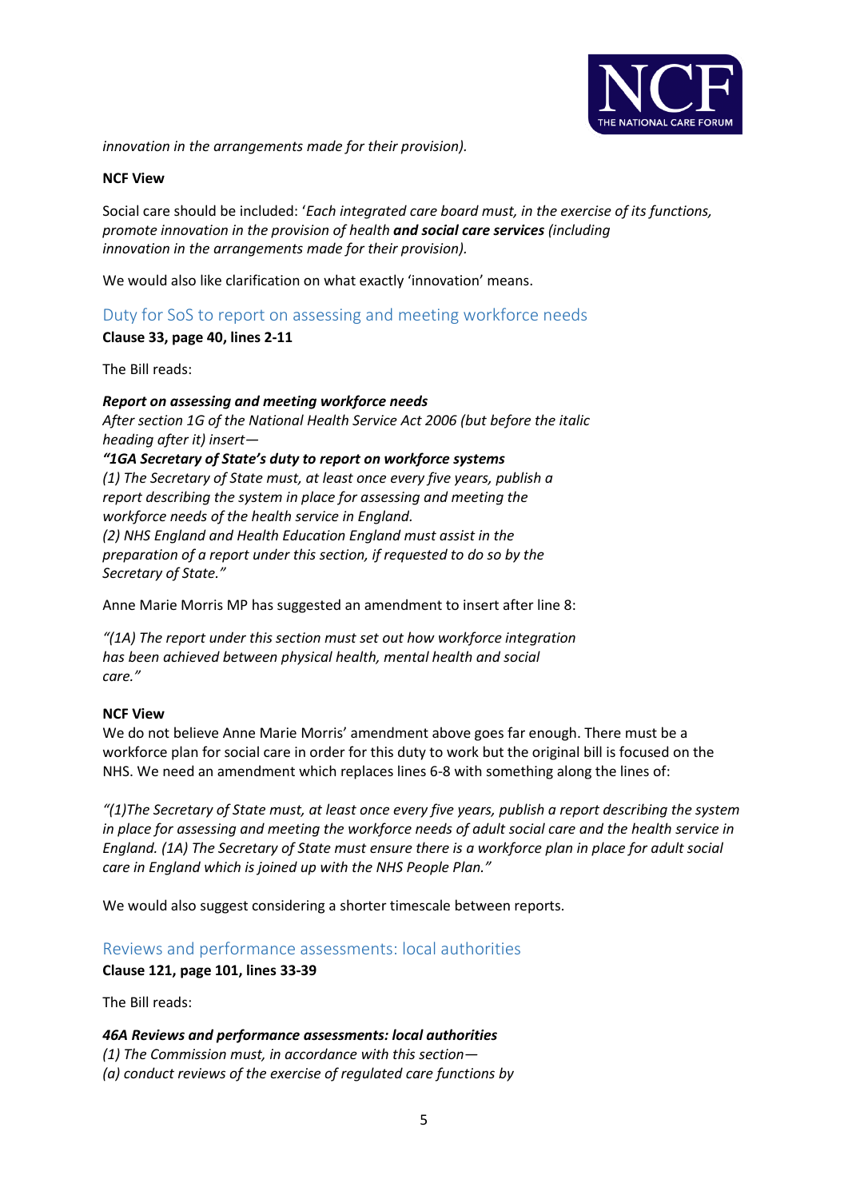*innovation in the arrangements made for their provision).*

**NCF View**

Social care should be included: '*Each integrated care board must, in the exercise of its functions, promote innovation in the provision of health* ***and social care services*** *(including innovation in the arrangements made for their provision).*

We would also like clarification on what exactly 'innovation' means.

## Duty for SoS to report on assessing and meeting workforce needs

**Clause 33, page 40, lines 2-11**

The Bill reads:

***Report on assessing and meeting workforce needs***
*After section 1G of the National Health Service Act 2006 (but before the italic heading after it) insert—*
***"1GA Secretary of State's duty to report on workforce systems***
*(1) The Secretary of State must, at least once every five years, publish a report describing the system in place for assessing and meeting the workforce needs of the health service in England.*
*(2) NHS England and Health Education England must assist in the preparation of a report under this section, if requested to do so by the Secretary of State."*

Anne Marie Morris MP has suggested an amendment to insert after line 8:

*"(1A) The report under this section must set out how workforce integration has been achieved between physical health, mental health and social care."*

**NCF View**

We do not believe Anne Marie Morris' amendment above goes far enough. There must be a workforce plan for social care in order for this duty to work but the original bill is focused on the NHS. We need an amendment which replaces lines 6-8 with something along the lines of:

*"(1)The Secretary of State must, at least once every five years, publish a report describing the system in place for assessing and meeting the workforce needs of adult social care and the health service in England. (1A) The Secretary of State must ensure there is a workforce plan in place for adult social care in England which is joined up with the NHS People Plan."*

We would also suggest considering a shorter timescale between reports.

## Reviews and performance assessments: local authorities

**Clause 121, page 101, lines 33-39**

The Bill reads:

***46A Reviews and performance assessments: local authorities***
*(1) The Commission must, in accordance with this section—*
*(a) conduct reviews of the exercise of regulated care functions by*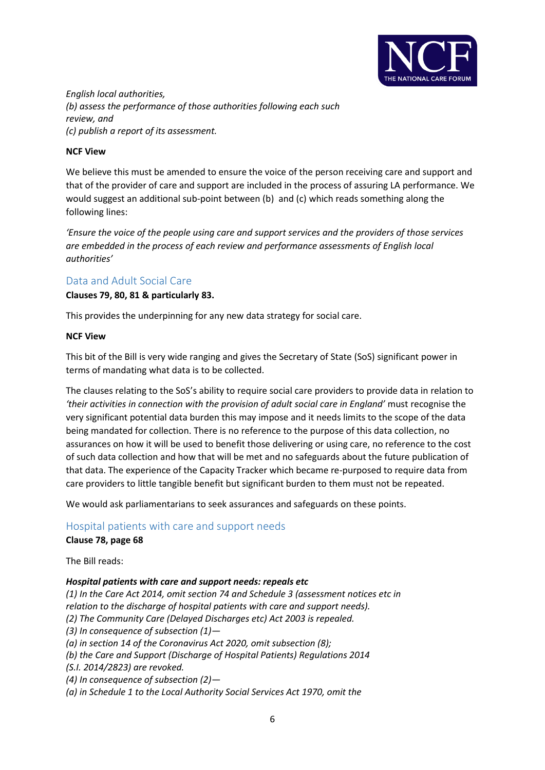*English local authorities,*
*(b) assess the performance of those authorities following each such review, and*
*(c) publish a report of its assessment.*

**NCF View**

We believe this must be amended to ensure the voice of the person receiving care and support and that of the provider of care and support are included in the process of assuring LA performance. We would suggest an additional sub-point between (b) and (c) which reads something along the following lines:

*'Ensure the voice of the people using care and support services and the providers of those services are embedded in the process of each review and performance assessments of English local authorities'*

## Data and Adult Social Care

**Clauses 79, 80, 81 & particularly 83.**

This provides the underpinning for any new data strategy for social care.

**NCF View**

This bit of the Bill is very wide ranging and gives the Secretary of State (SoS) significant power in terms of mandating what data is to be collected.

The clauses relating to the SoS's ability to require social care providers to provide data in relation to *'their activities in connection with the provision of adult social care in England'* must recognise the very significant potential data burden this may impose and it needs limits to the scope of the data being mandated for collection. There is no reference to the purpose of this data collection, no assurances on how it will be used to benefit those delivering or using care, no reference to the cost of such data collection and how that will be met and no safeguards about the future publication of that data. The experience of the Capacity Tracker which became re-purposed to require data from care providers to little tangible benefit but significant burden to them must not be repeated.

We would ask parliamentarians to seek assurances and safeguards on these points.

## Hospital patients with care and support needs

**Clause 78, page 68**

The Bill reads:

***Hospital patients with care and support needs: repeals etc***
*(1) In the Care Act 2014, omit section 74 and Schedule 3 (assessment notices etc in relation to the discharge of hospital patients with care and support needs).*
*(2) The Community Care (Delayed Discharges etc) Act 2003 is repealed.*
*(3) In consequence of subsection (1)—*
*(a) in section 14 of the Coronavirus Act 2020, omit subsection (8);*
*(b) the Care and Support (Discharge of Hospital Patients) Regulations 2014 (S.I. 2014/2823) are revoked.*
*(4) In consequence of subsection (2)—*
*(a) in Schedule 1 to the Local Authority Social Services Act 1970, omit the*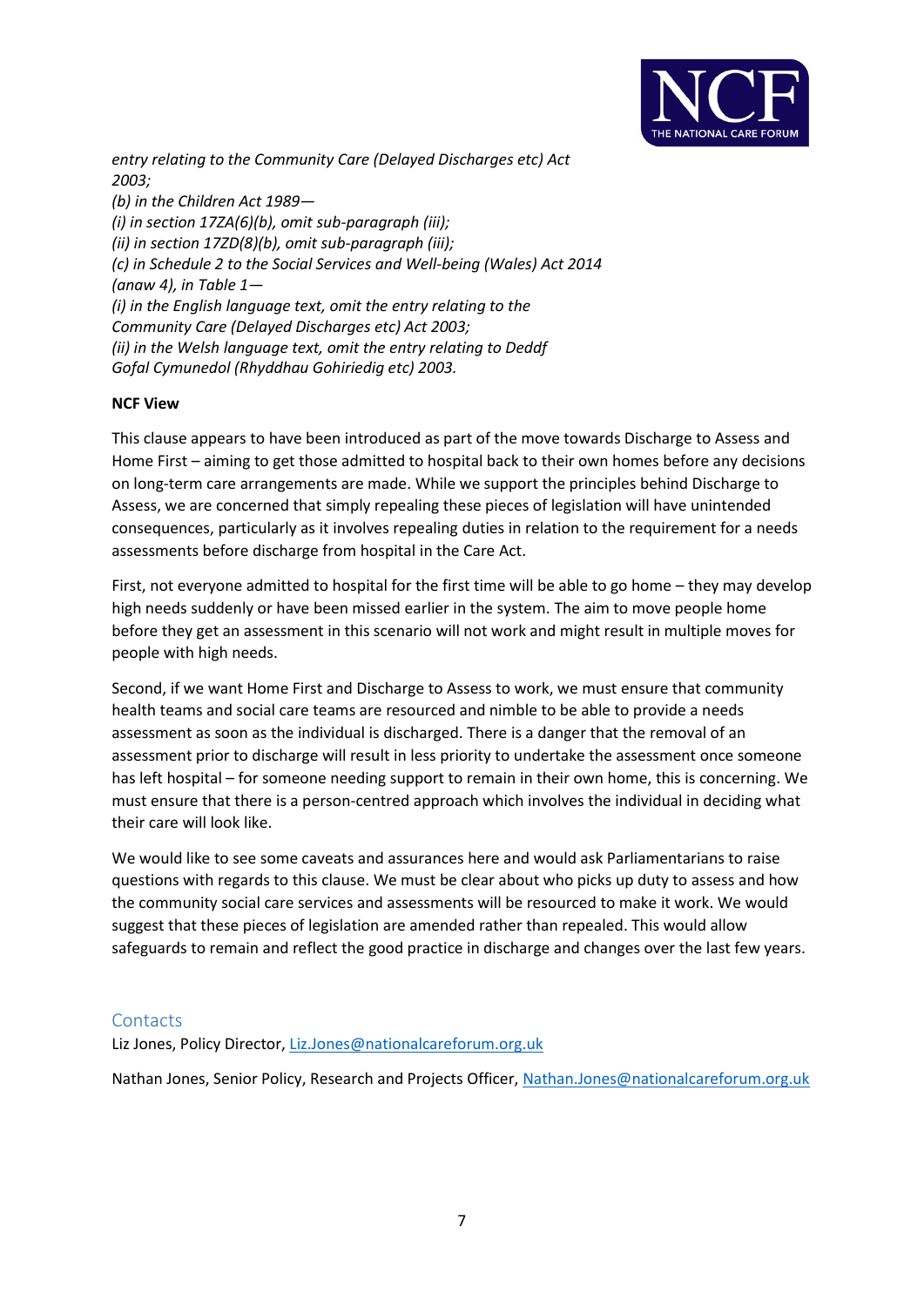*entry relating to the Community Care (Delayed Discharges etc) Act 2003;*
*(b) in the Children Act 1989—*
*(i) in section 17ZA(6)(b), omit sub-paragraph (iii);*
*(ii) in section 17ZD(8)(b), omit sub-paragraph (iii);*
*(c) in Schedule 2 to the Social Services and Well-being (Wales) Act 2014 (anaw 4), in Table 1—*
*(i) in the English language text, omit the entry relating to the Community Care (Delayed Discharges etc) Act 2003;*
*(ii) in the Welsh language text, omit the entry relating to Deddf Gofal Cymunedol (Rhyddhau Gohiriedig etc) 2003.*

**NCF View**

This clause appears to have been introduced as part of the move towards Discharge to Assess and Home First – aiming to get those admitted to hospital back to their own homes before any decisions on long-term care arrangements are made. While we support the principles behind Discharge to Assess, we are concerned that simply repealing these pieces of legislation will have unintended consequences, particularly as it involves repealing duties in relation to the requirement for a needs assessments before discharge from hospital in the Care Act.

First, not everyone admitted to hospital for the first time will be able to go home – they may develop high needs suddenly or have been missed earlier in the system. The aim to move people home before they get an assessment in this scenario will not work and might result in multiple moves for people with high needs.

Second, if we want Home First and Discharge to Assess to work, we must ensure that community health teams and social care teams are resourced and nimble to be able to provide a needs assessment as soon as the individual is discharged. There is a danger that the removal of an assessment prior to discharge will result in less priority to undertake the assessment once someone has left hospital – for someone needing support to remain in their own home, this is concerning. We must ensure that there is a person-centred approach which involves the individual in deciding what their care will look like.

We would like to see some caveats and assurances here and would ask Parliamentarians to raise questions with regards to this clause. We must be clear about who picks up duty to assess and how the community social care services and assessments will be resourced to make it work. We would suggest that these pieces of legislation are amended rather than repealed. This would allow safeguards to remain and reflect the good practice in discharge and changes over the last few years.

## Contacts

Liz Jones, Policy Director, Liz.Jones@nationalcareforum.org.uk

Nathan Jones, Senior Policy, Research and Projects Officer, Nathan.Jones@nationalcareforum.org.uk